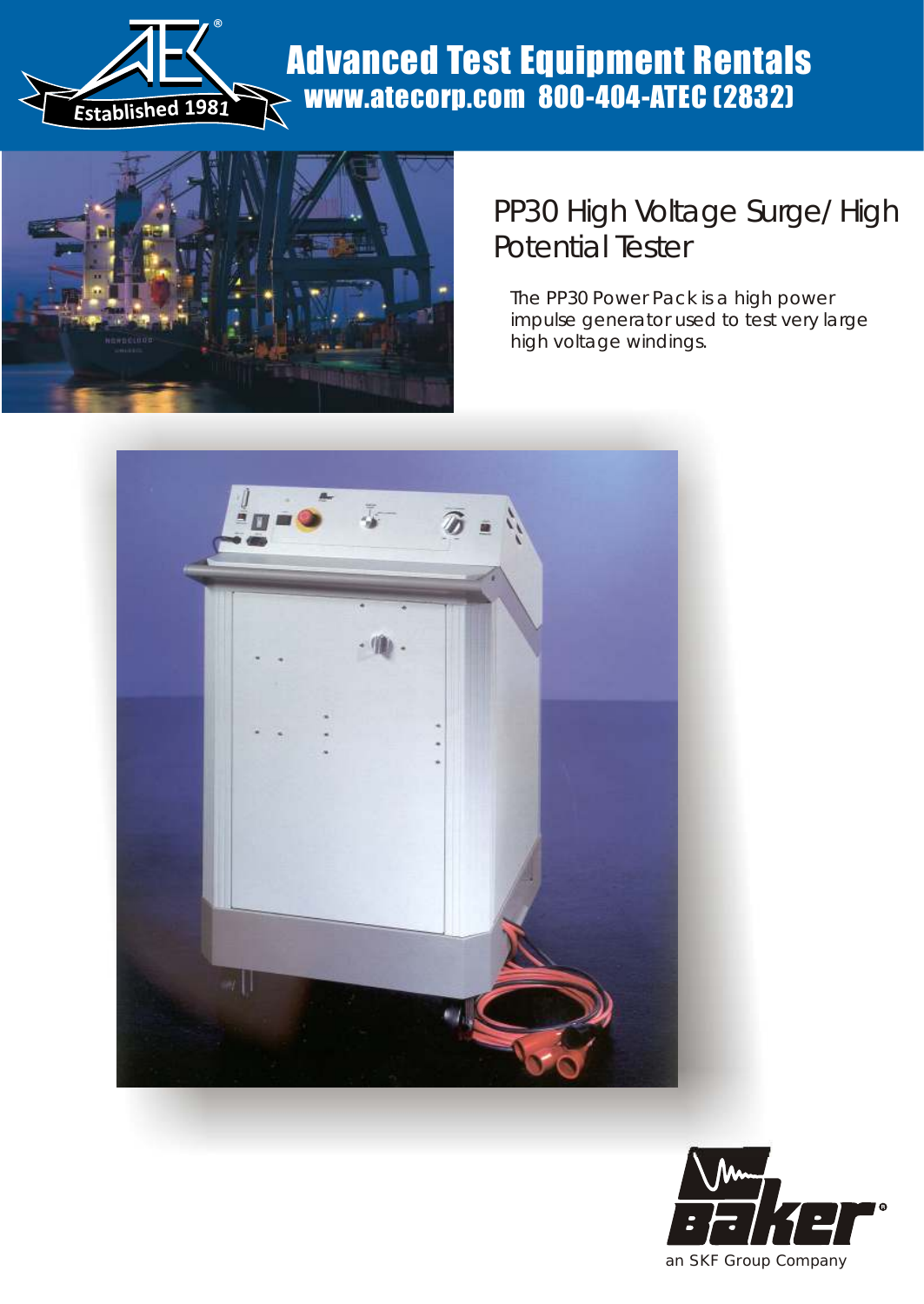Advanced Test Equipment Rentals
www.atecorp.com 800-404-ATEC (2832)

Established 1981

# PP30 High Voltage Surge/High Potential Tester

The PP30 Power Pack is a high power impulse generator used to test very large high voltage windings.

Baker

an SKF Group Company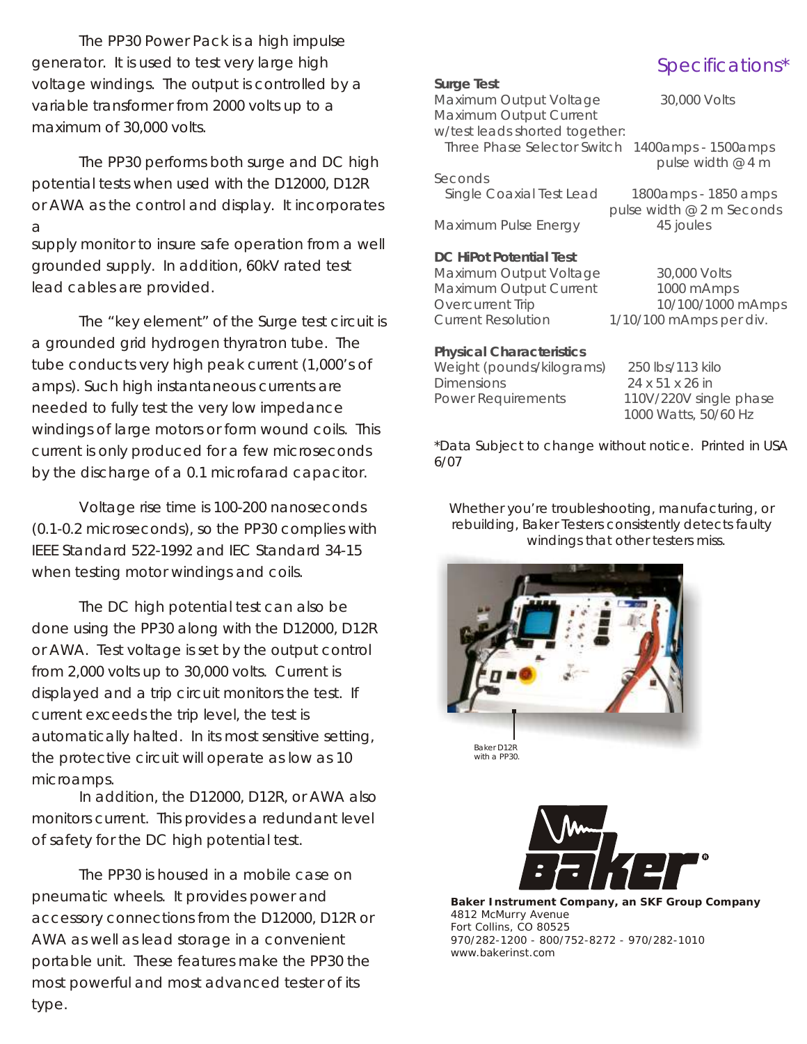The PP30 Power Pack is a high impulse generator. It is used to test very large high voltage windings. The output is controlled by a variable transformer from 2000 volts up to a maximum of 30,000 volts.

The PP30 performs both surge and DC high potential tests when used with the D12000, D12R or AWA as the control and display. It incorporates a supply monitor to insure safe operation from a well grounded supply. In addition, 60kV rated test lead cables are provided.

The "key element" of the Surge test circuit is a grounded grid hydrogen thyratron tube. The tube conducts very high peak current (1,000's of amps). Such high instantaneous currents are needed to fully test the very low impedance windings of large motors or form wound coils. This current is only produced for a few microseconds by the discharge of a 0.1 microfarad capacitor.

Voltage rise time is 100-200 nanoseconds (0.1-0.2 microseconds), so the PP30 complies with IEEE Standard 522-1992 and IEC Standard 34-15 when testing motor windings and coils.

The DC high potential test can also be done using the PP30 along with the D12000, D12R or AWA. Test voltage is set by the output control from 2,000 volts up to 30,000 volts. Current is displayed and a trip circuit monitors the test. If current exceeds the trip level, the test is automatically halted. In its most sensitive setting, the protective circuit will operate as low as 10 microamps.

In addition, the D12000, D12R, or AWA also monitors current. This provides a redundant level of safety for the DC high potential test.

The PP30 is housed in a mobile case on pneumatic wheels. It provides power and accessory connections from the D12000, D12R or AWA as well as lead storage in a convenient portable unit. These features make the PP30 the most powerful and most advanced tester of its type.

## Specifications*

**Surge Test**

| | |
|---|---|
| Maximum Output Voltage | 30,000 Volts |
| Maximum Output Current w/test leads shorted together: | |
| Three Phase Selector Switch | 1400amps - 1500amps pulse width @ 4 m Seconds |
| Single Coaxial Test Lead | 1800amps - 1850 amps pulse width @ 2 m Seconds |
| Maximum Pulse Energy | 45 joules |

**DC HiPot Potential Test**

| | |
|---|---|
| Maximum Output Voltage | 30,000 Volts |
| Maximum Output Current | 1000 mAmps |
| Overcurrent Trip | 10/100/1000 mAmps |
| Current Resolution | 1/10/100 mAmps per div. |

**Physical Characteristics**

| | |
|---|---|
| Weight (pounds/kilograms) | 250 lbs/113 kilo |
| Dimensions | 24 x 51 x 26 in |
| Power Requirements | 110V/220V single phase 1000 Watts, 50/60 Hz |

*Data Subject to change without notice. Printed in USA 6/07

Whether you're troubleshooting, manufacturing, or rebuilding, Baker Testers consistently detects faulty windings that other testers miss.

Baker D12R with a PP30.

**Baker Instrument Company, an SKF Group Company**
4812 McMurry Avenue
Fort Collins, CO 80525
970/282-1200 - 800/752-8272 - 970/282-1010
www.bakerinst.com